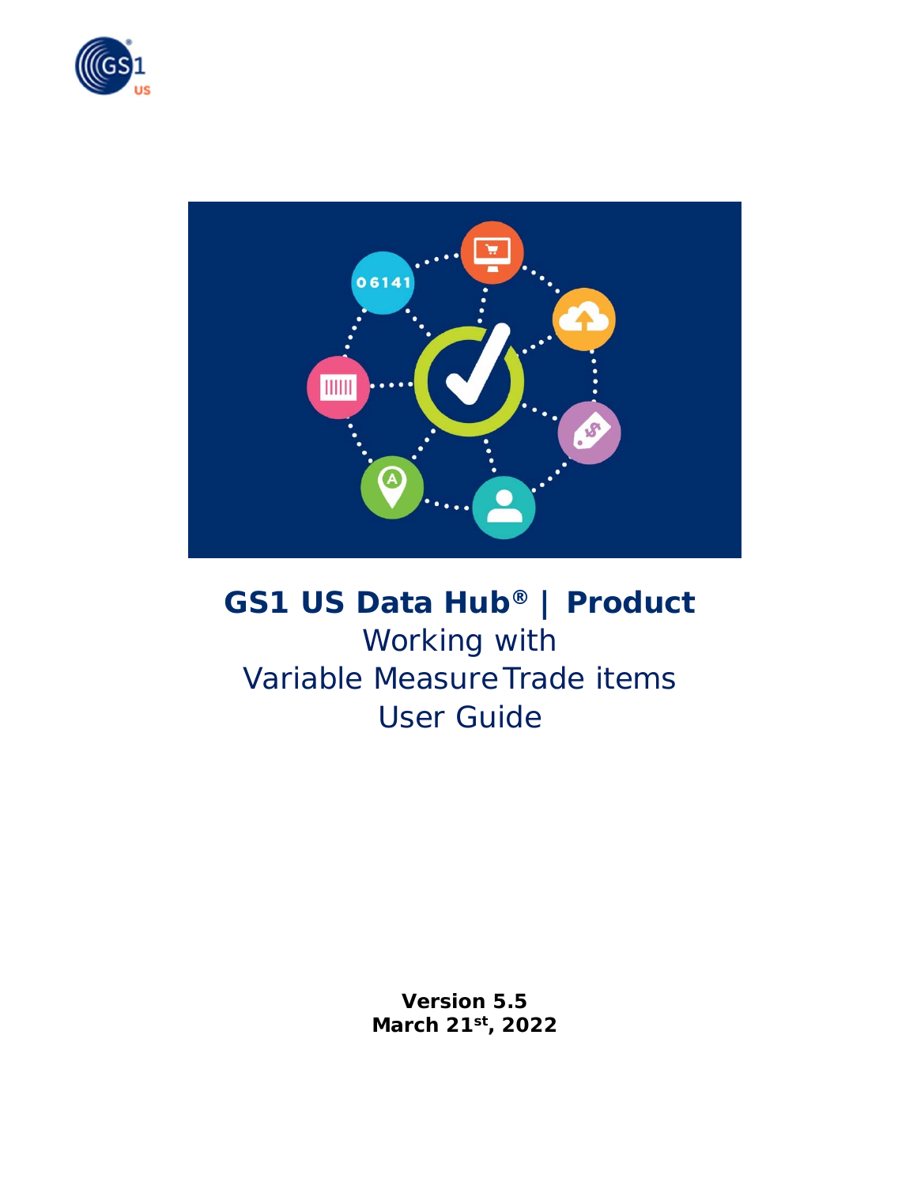# GS1 US Data Hub® | Product

## Working with Variable Measure Trade items User Guide

**Version 5.5**
**March 21st, 2022**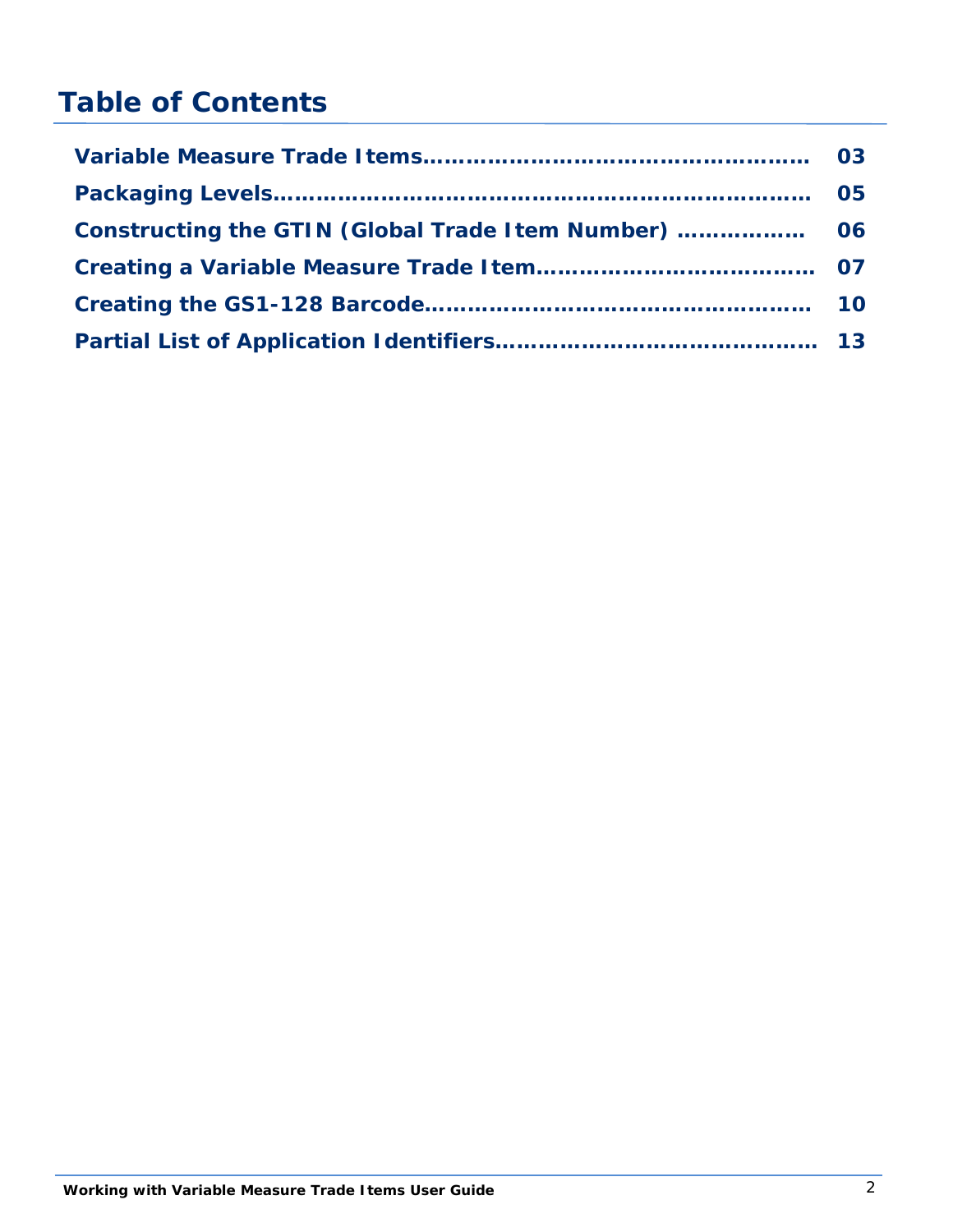# Table of Contents

**Variable Measure Trade Items……………………………………………… 03**

**Packaging Levels…………………………………………………………… 05**

**Constructing the GTIN (Global Trade Item Number) ……………… 06**

**Creating a Variable Measure Trade Item……………………………… 07**

**Creating the GS1-128 Barcode…………………………………………… 10**

**Partial List of Application Identifiers…………………………………… 13**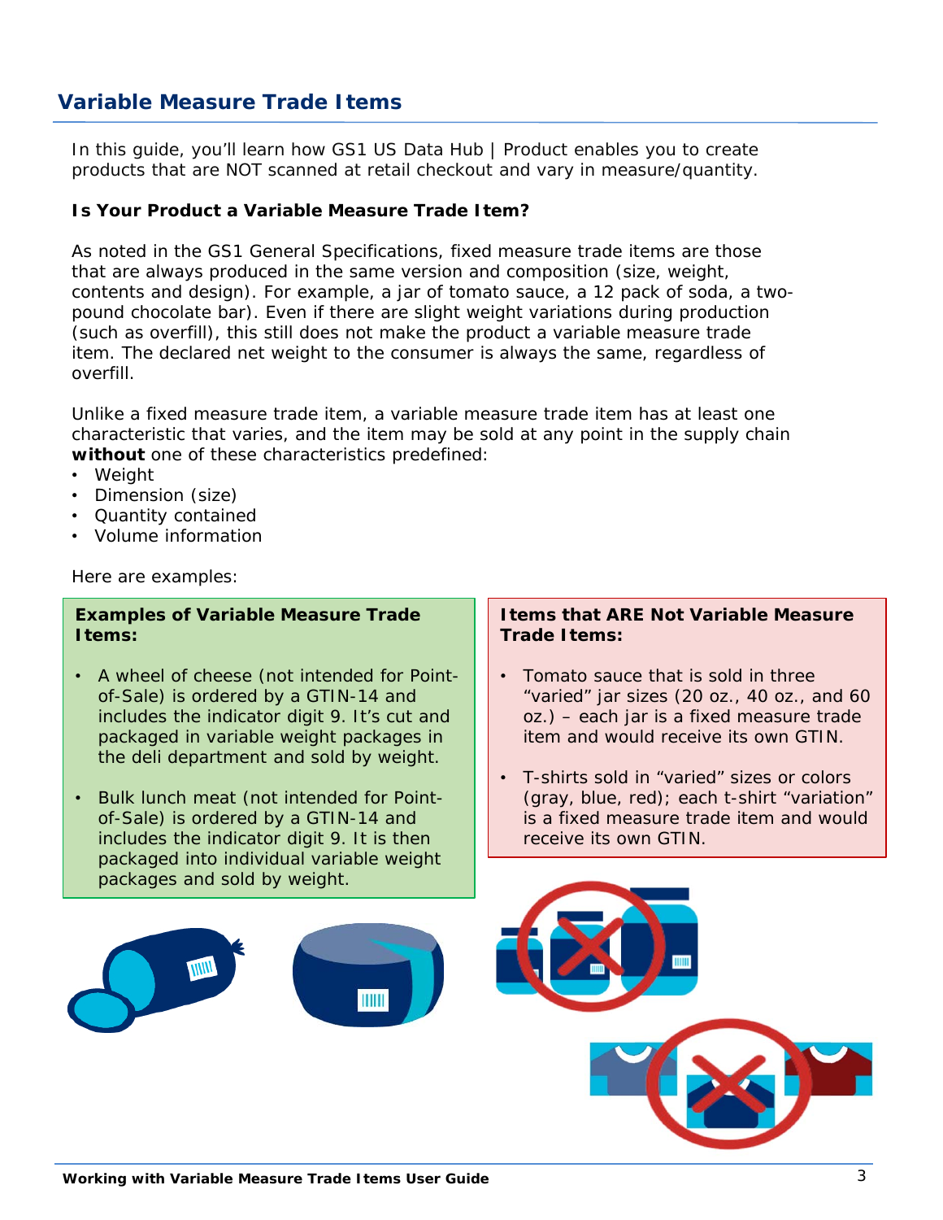## Variable Measure Trade Items

In this guide, you'll learn how GS1 US Data Hub | Product enables you to create products that are NOT scanned at retail checkout and vary in measure/quantity.

**Is Your Product a Variable Measure Trade Item?**

As noted in the GS1 General Specifications, fixed measure trade items are those that are always produced in the same version and composition (size, weight, contents and design). For example, a jar of tomato sauce, a 12 pack of soda, a two-pound chocolate bar). Even if there are slight weight variations during production (such as overfill), this still does not make the product a variable measure trade item. The declared net weight to the consumer is always the same, regardless of overfill.

Unlike a fixed measure trade item, a variable measure trade item has at least one characteristic that varies, and the item may be sold at any point in the supply chain **without** one of these characteristics predefined:

- Weight
- Dimension (size)
- Quantity contained
- Volume information

Here are examples:

**Examples of Variable Measure Trade Items:**

- A wheel of cheese (not intended for Point-of-Sale) is ordered by a GTIN-14 and includes the indicator digit 9. It's cut and packaged in variable weight packages in the deli department and sold by weight.
- Bulk lunch meat (not intended for Point-of-Sale) is ordered by a GTIN-14 and includes the indicator digit 9. It is then packaged into individual variable weight packages and sold by weight.

**Items that ARE Not Variable Measure Trade Items:**

- Tomato sauce that is sold in three "varied" jar sizes (20 oz., 40 oz., and 60 oz.) – each jar is a fixed measure trade item and would receive its own GTIN.
- T-shirts sold in "varied" sizes or colors (gray, blue, red); each t-shirt "variation" is a fixed measure trade item and would receive its own GTIN.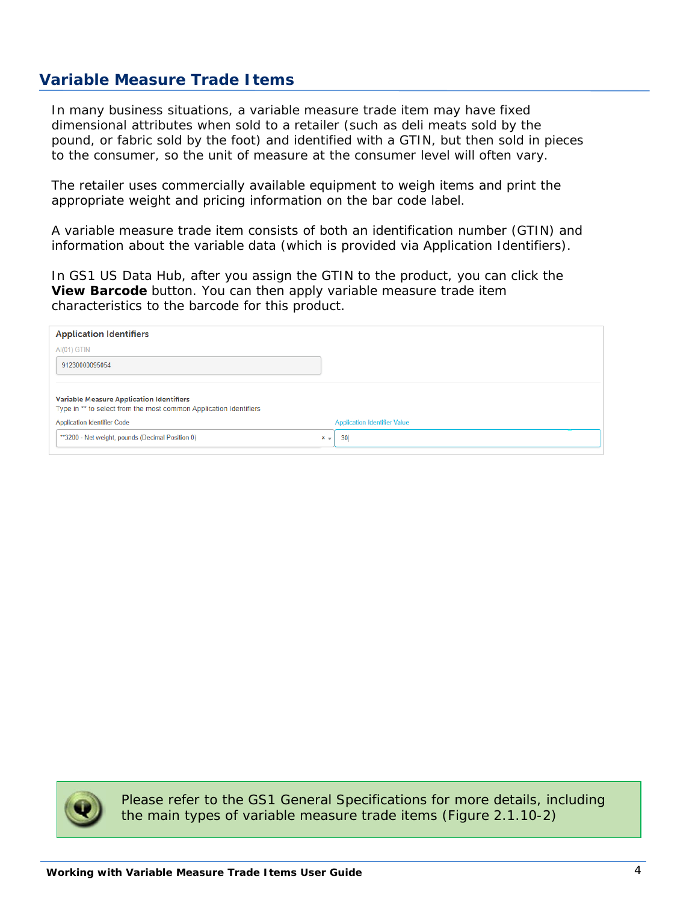## Variable Measure Trade Items

In many business situations, a variable measure trade item may have fixed dimensional attributes when sold to a retailer (such as deli meats sold by the pound, or fabric sold by the foot) and identified with a GTIN, but then sold in pieces to the consumer, so the unit of measure at the consumer level will often vary.

The retailer uses commercially available equipment to weigh items and print the appropriate weight and pricing information on the bar code label.

A variable measure trade item consists of both an identification number (GTIN) and information about the variable data (which is provided via Application Identifiers).

In GS1 US Data Hub, after you assign the GTIN to the product, you can click the **View Barcode** button. You can then apply variable measure trade item characteristics to the barcode for this product.

**Application Identifiers**

AI(01) GTIN

91230000095054

**Variable Measure Application Identifiers**

Type in ** to select from the most common Application Identifiers

| Application Identifier Code | Application Identifier Value |
| --- | --- |
| **3200 - Net weight, pounds (Decimal Position 0) | 30 |

Please refer to the GS1 General Specifications for more details, including the main types of variable measure trade items (Figure 2.1.10-2)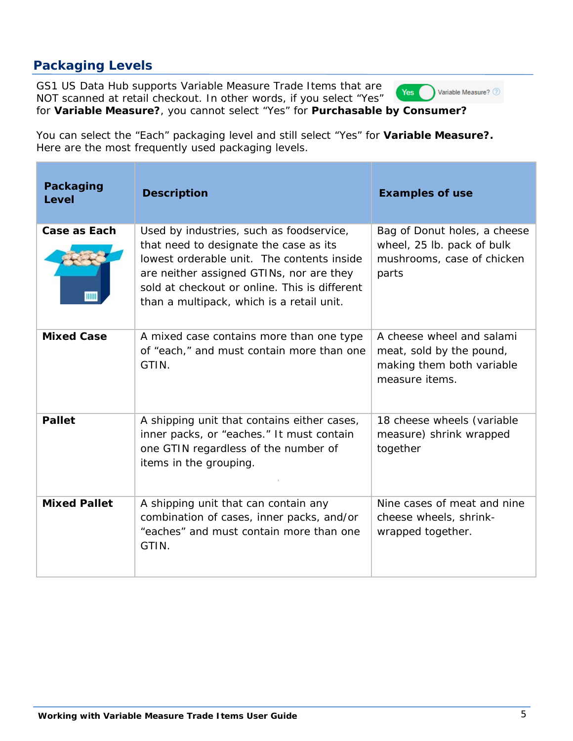## Packaging Levels

GS1 US Data Hub supports Variable Measure Trade Items that are NOT scanned at retail checkout. In other words, if you select "Yes" for **Variable Measure?**, you cannot select "Yes" for **Purchasable by Consumer?**

You can select the "Each" packaging level and still select "Yes" for **Variable Measure?.** Here are the most frequently used packaging levels.

| Packaging Level | Description | Examples of use |
|---|---|---|
| **Case as Each** | Used by industries, such as foodservice, that need to designate the case as its lowest orderable unit. The contents inside are neither assigned GTINs, nor are they sold at checkout or online. This is different than a multipack, which is a retail unit. | Bag of Donut holes, a cheese wheel, 25 lb. pack of bulk mushrooms, case of chicken parts |
| **Mixed Case** | A mixed case contains more than one type of "each," and must contain more than one GTIN. | A cheese wheel and salami meat, sold by the pound, making them both variable measure items. |
| **Pallet** | A shipping unit that contains either cases, inner packs, or "eaches." It must contain one GTIN regardless of the number of items in the grouping. | 18 cheese wheels (variable measure) shrink wrapped together |
| **Mixed Pallet** | A shipping unit that can contain any combination of cases, inner packs, and/or "eaches" and must contain more than one GTIN. | Nine cases of meat and nine cheese wheels, shrink-wrapped together. |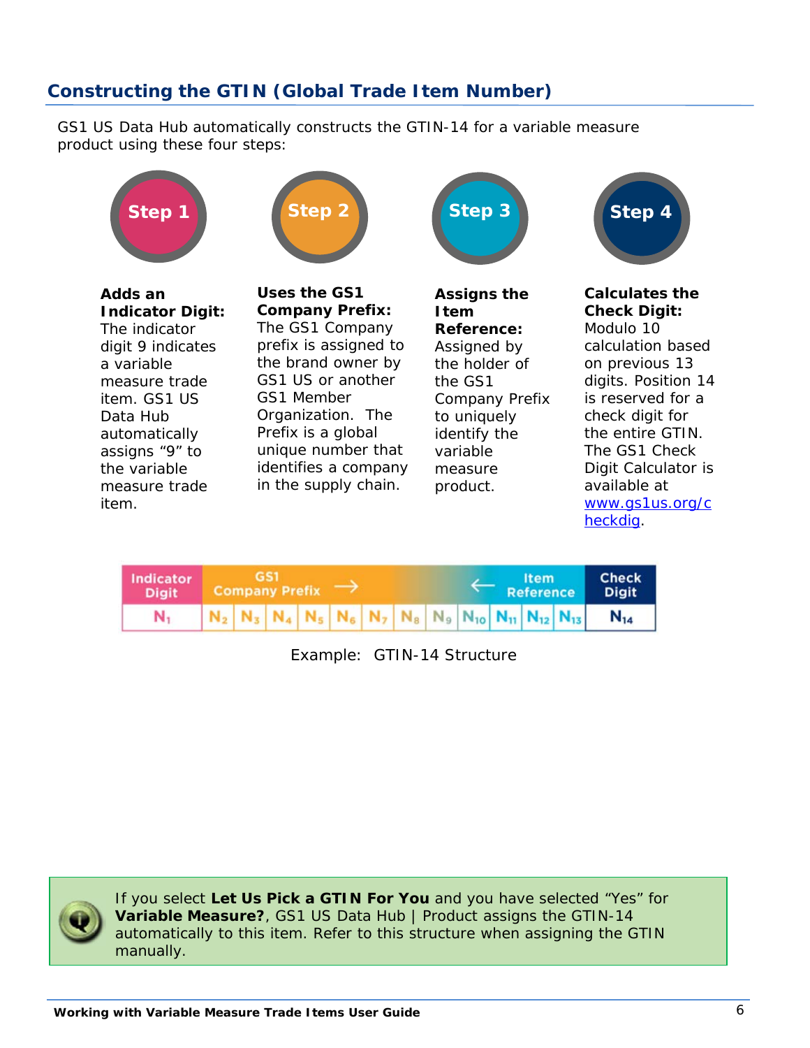## Constructing the GTIN (Global Trade Item Number)

GS1 US Data Hub automatically constructs the GTIN-14 for a variable measure product using these four steps:

**Step 1**

**Adds an Indicator Digit:** The indicator digit 9 indicates a variable measure trade item. GS1 US Data Hub automatically assigns "9" to the variable measure trade item.

**Step 2**

**Uses the GS1 Company Prefix:** The GS1 Company prefix is assigned to the brand owner by GS1 US or another GS1 Member Organization. The Prefix is a global unique number that identifies a company in the supply chain.

**Step 3**

**Assigns the Item Reference:** Assigned by the holder of the GS1 Company Prefix to uniquely identify the variable measure product.

**Step 4**

**Calculates the Check Digit:** Modulo 10 calculation based on previous 13 digits. Position 14 is reserved for a check digit for the entire GTIN. The GS1 Check Digit Calculator is available at www.gs1us.org/checkdig.

| Indicator Digit | GS1 Company Prefix → | | | | | | | | ← Item Reference | | | | Check Digit |
|---|---|---|---|---|---|---|---|---|---|---|---|---|---|
| $N_1$ | $N_2$ | $N_3$ | $N_4$ | $N_5$ | $N_6$ | $N_7$ | $N_8$ | $N_9$ | $N_{10}$ | $N_{11}$ | $N_{12}$ | $N_{13}$ | $N_{14}$ |

Example: GTIN-14 Structure

If you select **Let Us Pick a GTIN For You** and you have selected "Yes" for **Variable Measure?**, GS1 US Data Hub | Product assigns the GTIN-14 automatically to this item. Refer to this structure when assigning the GTIN manually.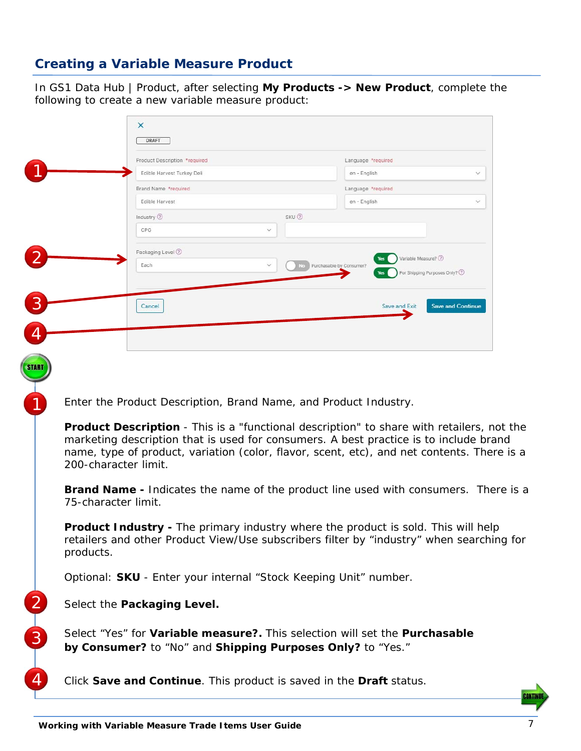## Creating a Variable Measure Product

In GS1 Data Hub | Product, after selecting **My Products -> New Product**, complete the following to create a new variable measure product:

1. Enter the Product Description, Brand Name, and Product Industry.

   **Product Description** - This is a "functional description" to share with retailers, not the marketing description that is used for consumers. A best practice is to include brand name, type of product, variation (color, flavor, scent, etc), and net contents. There is a 200-character limit.

   **Brand Name -** Indicates the name of the product line used with consumers. There is a 75-character limit.

   **Product Industry -** The primary industry where the product is sold. This will help retailers and other Product View/Use subscribers filter by "industry" when searching for products.

   Optional: **SKU** - Enter your internal "Stock Keeping Unit" number.

2. Select the **Packaging Level.**

3. Select "Yes" for **Variable measure?.** This selection will set the **Purchasable by Consumer?** to "No" and **Shipping Purposes Only?** to "Yes."

4. Click **Save and Continue**. This product is saved in the **Draft** status.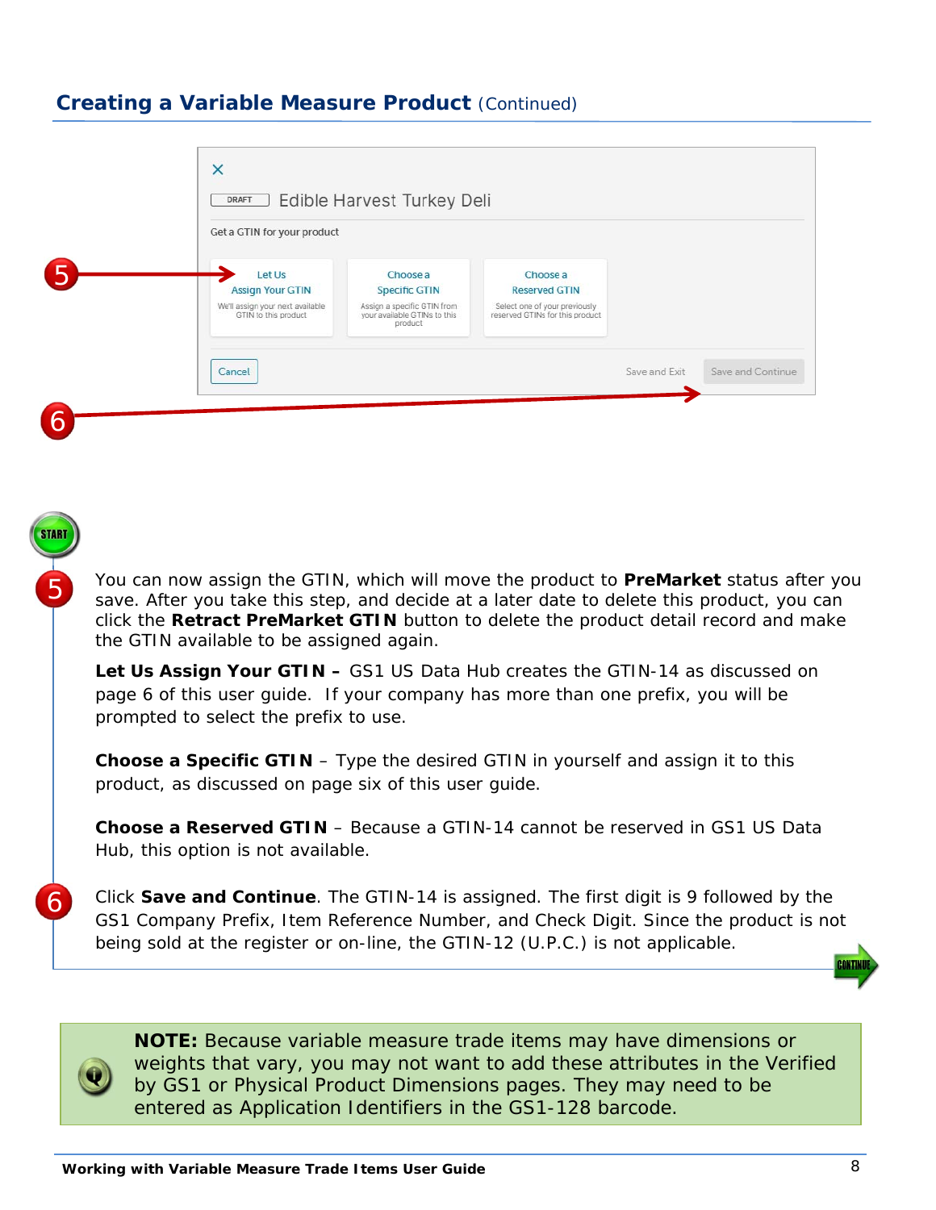## Creating a Variable Measure Product (Continued)

5

You can now assign the GTIN, which will move the product to **PreMarket** status after you save. After you take this step, and decide at a later date to delete this product, you can click the **Retract PreMarket GTIN** button to delete the product detail record and make the GTIN available to be assigned again.

**Let Us Assign Your GTIN –** GS1 US Data Hub creates the GTIN-14 as discussed on page 6 of this user guide. If your company has more than one prefix, you will be prompted to select the prefix to use.

**Choose a Specific GTIN** – Type the desired GTIN in yourself and assign it to this product, as discussed on page six of this user guide.

**Choose a Reserved GTIN** – Because a GTIN-14 cannot be reserved in GS1 US Data Hub, this option is not available.

6

Click **Save and Continue**. The GTIN-14 is assigned. The first digit is 9 followed by the GS1 Company Prefix, Item Reference Number, and Check Digit. Since the product is not being sold at the register or on-line, the GTIN-12 (U.P.C.) is not applicable.

**NOTE:** Because variable measure trade items may have dimensions or weights that vary, you may not want to add these attributes in the Verified by GS1 or Physical Product Dimensions pages. They may need to be entered as Application Identifiers in the GS1-128 barcode.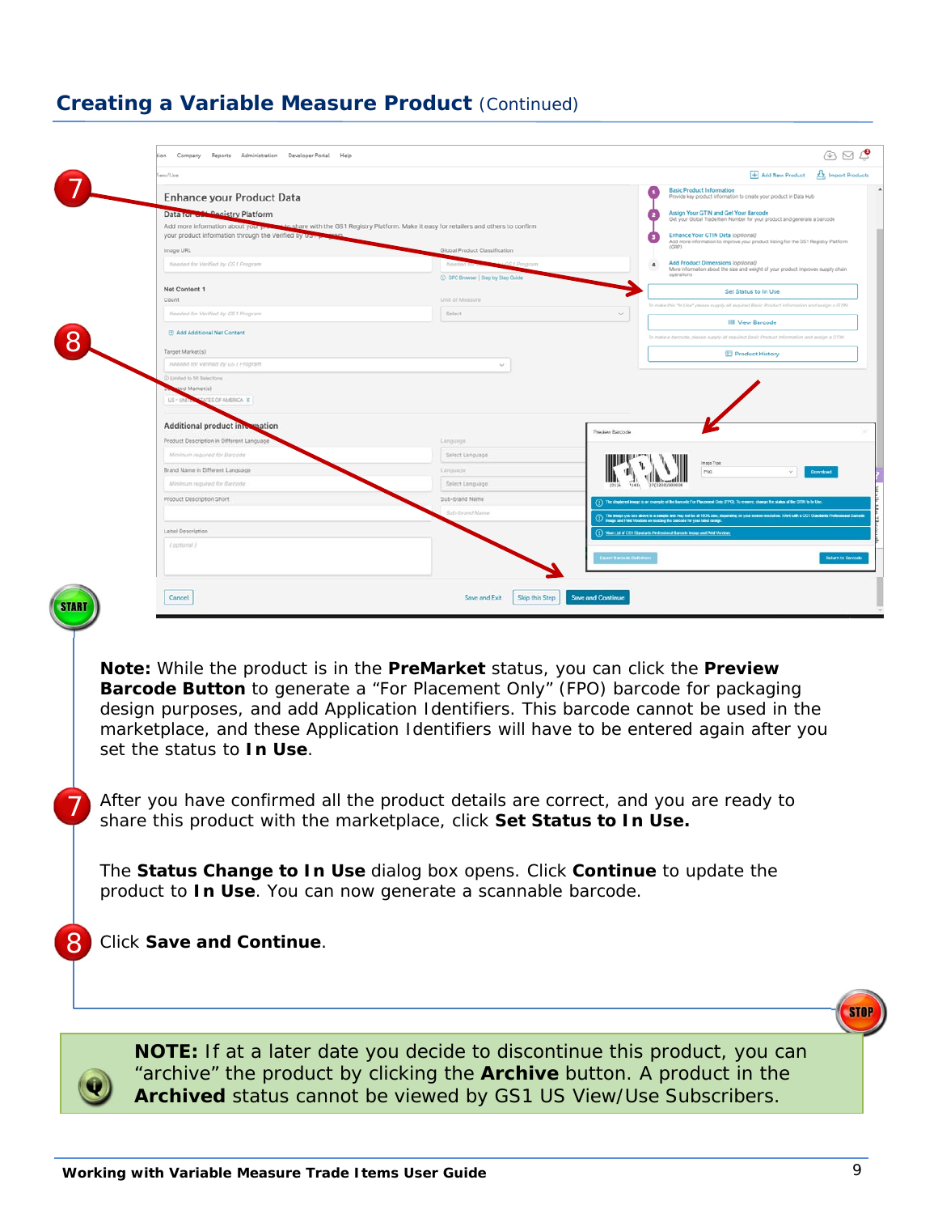## Creating a Variable Measure Product (Continued)

**Note:** While the product is in the **PreMarket** status, you can click the **Preview Barcode Button** to generate a "For Placement Only" (FPO) barcode for packaging design purposes, and add Application Identifiers. This barcode cannot be used in the marketplace, and these Application Identifiers will have to be entered again after you set the status to **In Use**.

7. After you have confirmed all the product details are correct, and you are ready to share this product with the marketplace, click **Set Status to In Use.**

   The **Status Change to In Use** dialog box opens. Click **Continue** to update the product to **In Use**. You can now generate a scannable barcode.

8. Click **Save and Continue**.

**NOTE:** If at a later date you decide to discontinue this product, you can "archive" the product by clicking the **Archive** button. A product in the **Archived** status cannot be viewed by GS1 US View/Use Subscribers.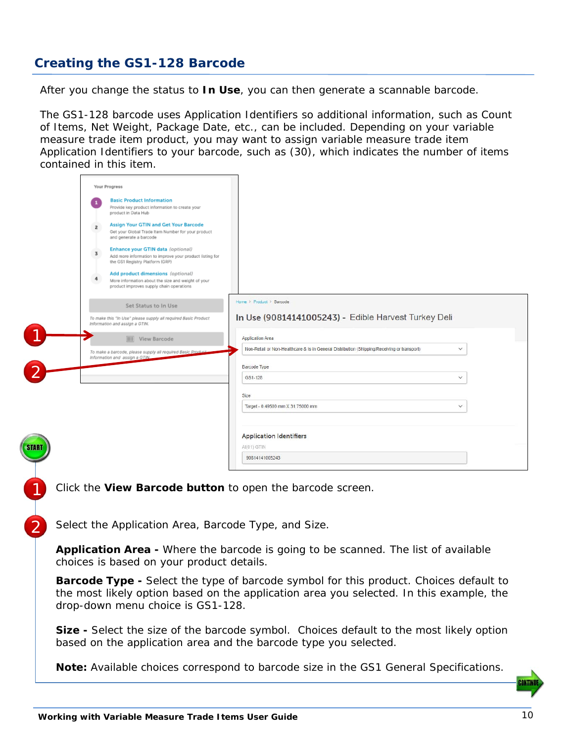## Creating the GS1-128 Barcode

After you change the status to **In Use**, you can then generate a scannable barcode.

The GS1-128 barcode uses Application Identifiers so additional information, such as Count of Items, Net Weight, Package Date, etc., can be included. Depending on your variable measure trade item product, you may want to assign variable measure trade item Application Identifiers to your barcode, such as (30), which indicates the number of items contained in this item.

1. Click the **View Barcode button** to open the barcode screen.

2. Select the Application Area, Barcode Type, and Size.

   **Application Area -** Where the barcode is going to be scanned. The list of available choices is based on your product details.

   **Barcode Type -** Select the type of barcode symbol for this product. Choices default to the most likely option based on the application area you selected. In this example, the drop-down menu choice is GS1-128.

   **Size -** Select the size of the barcode symbol. Choices default to the most likely option based on the application area and the barcode type you selected.

   **Note:** Available choices correspond to barcode size in the GS1 General Specifications.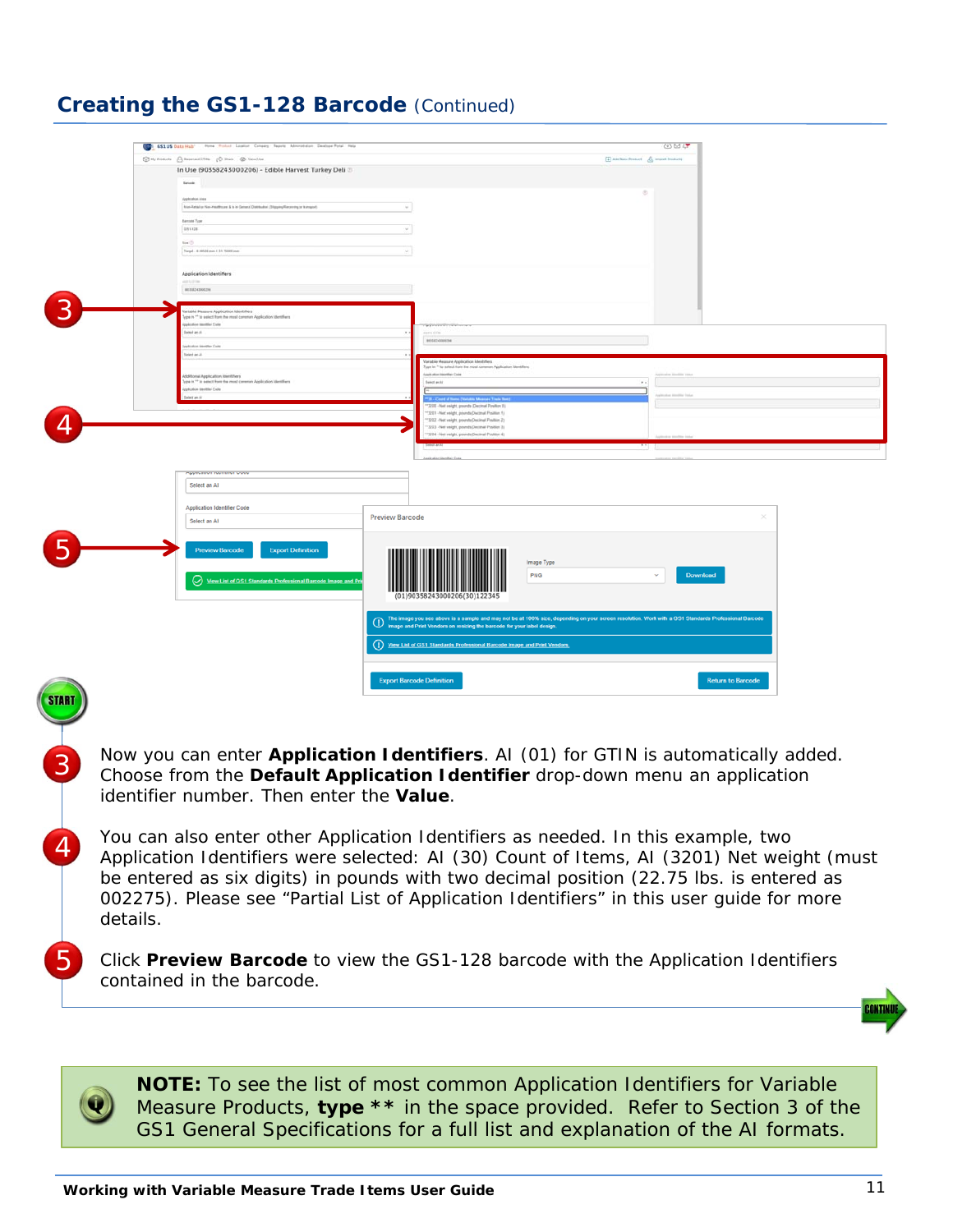## Creating the GS1-128 Barcode (Continued)

3. Now you can enter **Application Identifiers**. AI (01) for GTIN is automatically added. Choose from the **Default Application Identifier** drop-down menu an application identifier number. Then enter the **Value**.

4. You can also enter other Application Identifiers as needed. In this example, two Application Identifiers were selected: AI (30) Count of Items, AI (3201) Net weight (must be entered as six digits) in pounds with two decimal position (22.75 lbs. is entered as 002275). Please see “Partial List of Application Identifiers” in this user guide for more details.

5. Click **Preview Barcode** to view the GS1-128 barcode with the Application Identifiers contained in the barcode.

**NOTE:** To see the list of most common Application Identifiers for Variable Measure Products, **type \*\*** in the space provided. Refer to Section 3 of the GS1 General Specifications for a full list and explanation of the AI formats.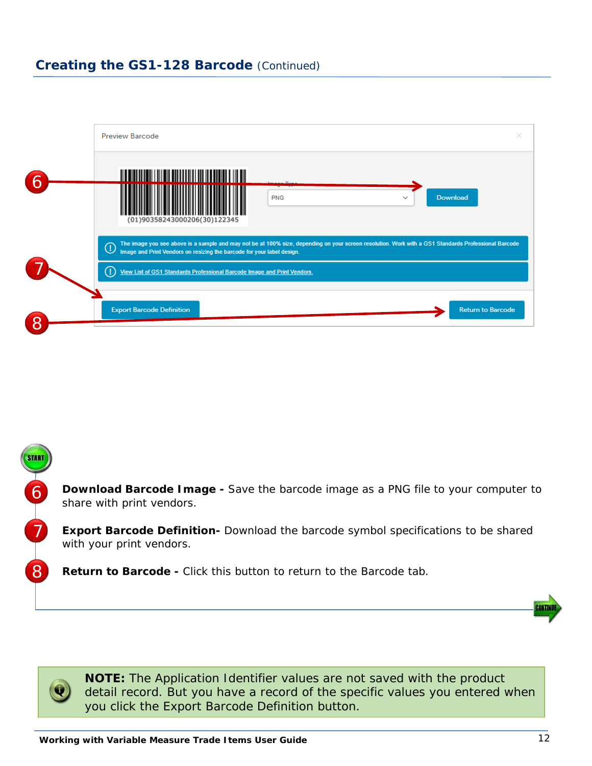## Creating the GS1-128 Barcode (Continued)

6 **Download Barcode Image -** Save the barcode image as a PNG file to your computer to share with print vendors.

7 **Export Barcode Definition-** Download the barcode symbol specifications to be shared with your print vendors.

8 **Return to Barcode -** Click this button to return to the Barcode tab.

**NOTE:** The Application Identifier values are not saved with the product detail record. But you have a record of the specific values you entered when you click the Export Barcode Definition button.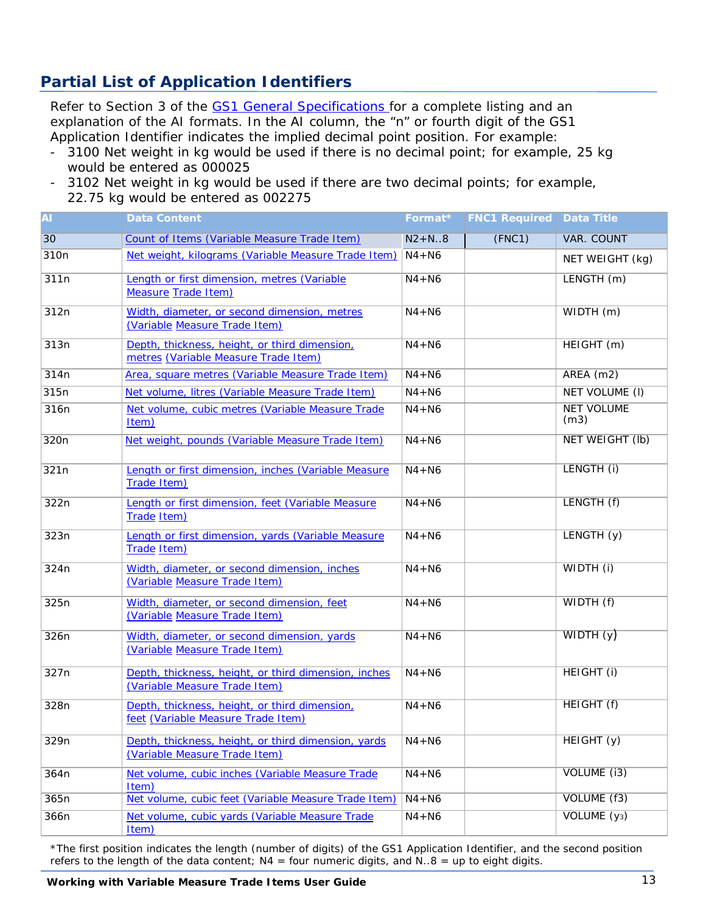## Partial List of Application Identifiers

Refer to Section 3 of the GS1 General Specifications for a complete listing and an explanation of the AI formats. In the AI column, the "n" or fourth digit of the GS1 Application Identifier indicates the implied decimal point position. For example:

- 3100 Net weight in kg would be used if there is no decimal point; for example, 25 kg would be entered as 000025
- 3102 Net weight in kg would be used if there are two decimal points; for example, 22.75 kg would be entered as 002275

| AI | Data Content | Format* | FNC1 Required | Data Title |
|---|---|---|---|---|
| 30 | Count of Items (Variable Measure Trade Item) | N2+N..8 | (FNC1) | VAR. COUNT |
| 310n | Net weight, kilograms (Variable Measure Trade Item) | N4+N6 | | NET WEIGHT (kg) |
| 311n | Length or first dimension, metres (Variable Measure Trade Item) | N4+N6 | | LENGTH (m) |
| 312n | Width, diameter, or second dimension, metres (Variable Measure Trade Item) | N4+N6 | | WIDTH (m) |
| 313n | Depth, thickness, height, or third dimension, metres (Variable Measure Trade Item) | N4+N6 | | HEIGHT (m) |
| 314n | Area, square metres (Variable Measure Trade Item) | N4+N6 | | AREA (m2) |
| 315n | Net volume, litres (Variable Measure Trade Item) | N4+N6 | | NET VOLUME (l) |
| 316n | Net volume, cubic metres (Variable Measure Trade Item) | N4+N6 | | NET VOLUME (m3) |
| 320n | Net weight, pounds (Variable Measure Trade Item) | N4+N6 | | NET WEIGHT (lb) |
| 321n | Length or first dimension, inches (Variable Measure Trade Item) | N4+N6 | | LENGTH (i) |
| 322n | Length or first dimension, feet (Variable Measure Trade Item) | N4+N6 | | LENGTH (f) |
| 323n | Length or first dimension, yards (Variable Measure Trade Item) | N4+N6 | | LENGTH (y) |
| 324n | Width, diameter, or second dimension, inches (Variable Measure Trade Item) | N4+N6 | | WIDTH (i) |
| 325n | Width, diameter, or second dimension, feet (Variable Measure Trade Item) | N4+N6 | | WIDTH (f) |
| 326n | Width, diameter, or second dimension, yards (Variable Measure Trade Item) | N4+N6 | | WIDTH (y) |
| 327n | Depth, thickness, height, or third dimension, inches (Variable Measure Trade Item) | N4+N6 | | HEIGHT (i) |
| 328n | Depth, thickness, height, or third dimension, feet (Variable Measure Trade Item) | N4+N6 | | HEIGHT (f) |
| 329n | Depth, thickness, height, or third dimension, yards (Variable Measure Trade Item) | N4+N6 | | HEIGHT (y) |
| 364n | Net volume, cubic inches (Variable Measure Trade Item) | N4+N6 | | VOLUME (i3) |
| 365n | Net volume, cubic feet (Variable Measure Trade Item) | N4+N6 | | VOLUME (f3) |
| 366n | Net volume, cubic yards (Variable Measure Trade Item) | N4+N6 | | VOLUME ($y_3$) |

*The first position indicates the length (number of digits) of the GS1 Application Identifier, and the second position refers to the length of the data content; N4 = four numeric digits, and N..8 = up to eight digits.